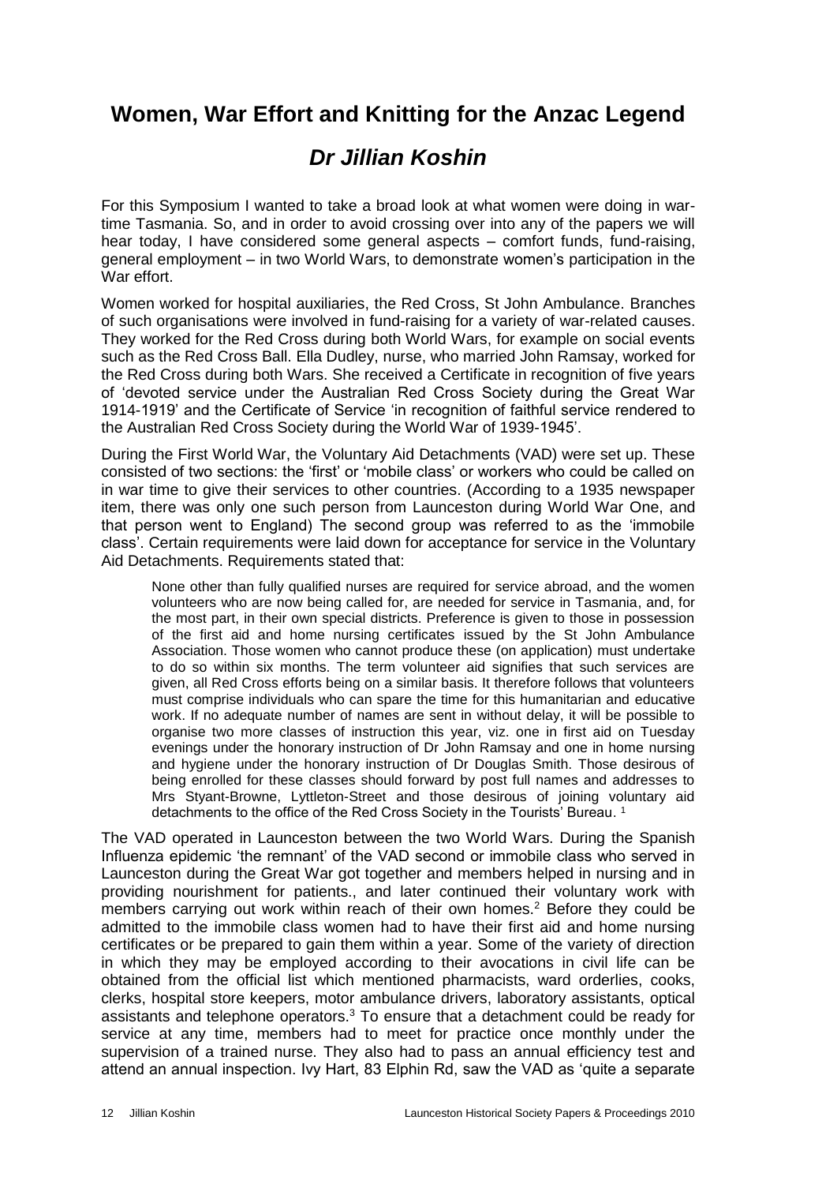# Women, War Effort and Knitting for the Anzac Legend

## *Dr Jillian Koshin*

For this Symposium I wanted to take a broad look at what women were doing in war-time Tasmania. So, and in order to avoid crossing over into any of the papers we will hear today, I have considered some general aspects – comfort funds, fund-raising, general employment – in two World Wars, to demonstrate women's participation in the War effort.

Women worked for hospital auxiliaries, the Red Cross, St John Ambulance. Branches of such organisations were involved in fund-raising for a variety of war-related causes. They worked for the Red Cross during both World Wars, for example on social events such as the Red Cross Ball. Ella Dudley, nurse, who married John Ramsay, worked for the Red Cross during both Wars. She received a Certificate in recognition of five years of 'devoted service under the Australian Red Cross Society during the Great War 1914-1919' and the Certificate of Service 'in recognition of faithful service rendered to the Australian Red Cross Society during the World War of 1939-1945'.

During the First World War, the Voluntary Aid Detachments (VAD) were set up. These consisted of two sections: the 'first' or 'mobile class' or workers who could be called on in war time to give their services to other countries. (According to a 1935 newspaper item, there was only one such person from Launceston during World War One, and that person went to England) The second group was referred to as the 'immobile class'. Certain requirements were laid down for acceptance for service in the Voluntary Aid Detachments. Requirements stated that:

> None other than fully qualified nurses are required for service abroad, and the women volunteers who are now being called for, are needed for service in Tasmania, and, for the most part, in their own special districts. Preference is given to those in possession of the first aid and home nursing certificates issued by the St John Ambulance Association. Those women who cannot produce these (on application) must undertake to do so within six months. The term volunteer aid signifies that such services are given, all Red Cross efforts being on a similar basis. It therefore follows that volunteers must comprise individuals who can spare the time for this humanitarian and educative work. If no adequate number of names are sent in without delay, it will be possible to organise two more classes of instruction this year, viz. one in first aid on Tuesday evenings under the honorary instruction of Dr John Ramsay and one in home nursing and hygiene under the honorary instruction of Dr Douglas Smith. Those desirous of being enrolled for these classes should forward by post full names and addresses to Mrs Styant-Browne, Lyttleton-Street and those desirous of joining voluntary aid detachments to the office of the Red Cross Society in the Tourists' Bureau. [1]

The VAD operated in Launceston between the two World Wars. During the Spanish Influenza epidemic 'the remnant' of the VAD second or immobile class who served in Launceston during the Great War got together and members helped in nursing and in providing nourishment for patients., and later continued their voluntary work with members carrying out work within reach of their own homes.[2] Before they could be admitted to the immobile class women had to have their first aid and home nursing certificates or be prepared to gain them within a year. Some of the variety of direction in which they may be employed according to their avocations in civil life can be obtained from the official list which mentioned pharmacists, ward orderlies, cooks, clerks, hospital store keepers, motor ambulance drivers, laboratory assistants, optical assistants and telephone operators.[3] To ensure that a detachment could be ready for service at any time, members had to meet for practice once monthly under the supervision of a trained nurse. They also had to pass an annual efficiency test and attend an annual inspection. Ivy Hart, 83 Elphin Rd, saw the VAD as 'quite a separate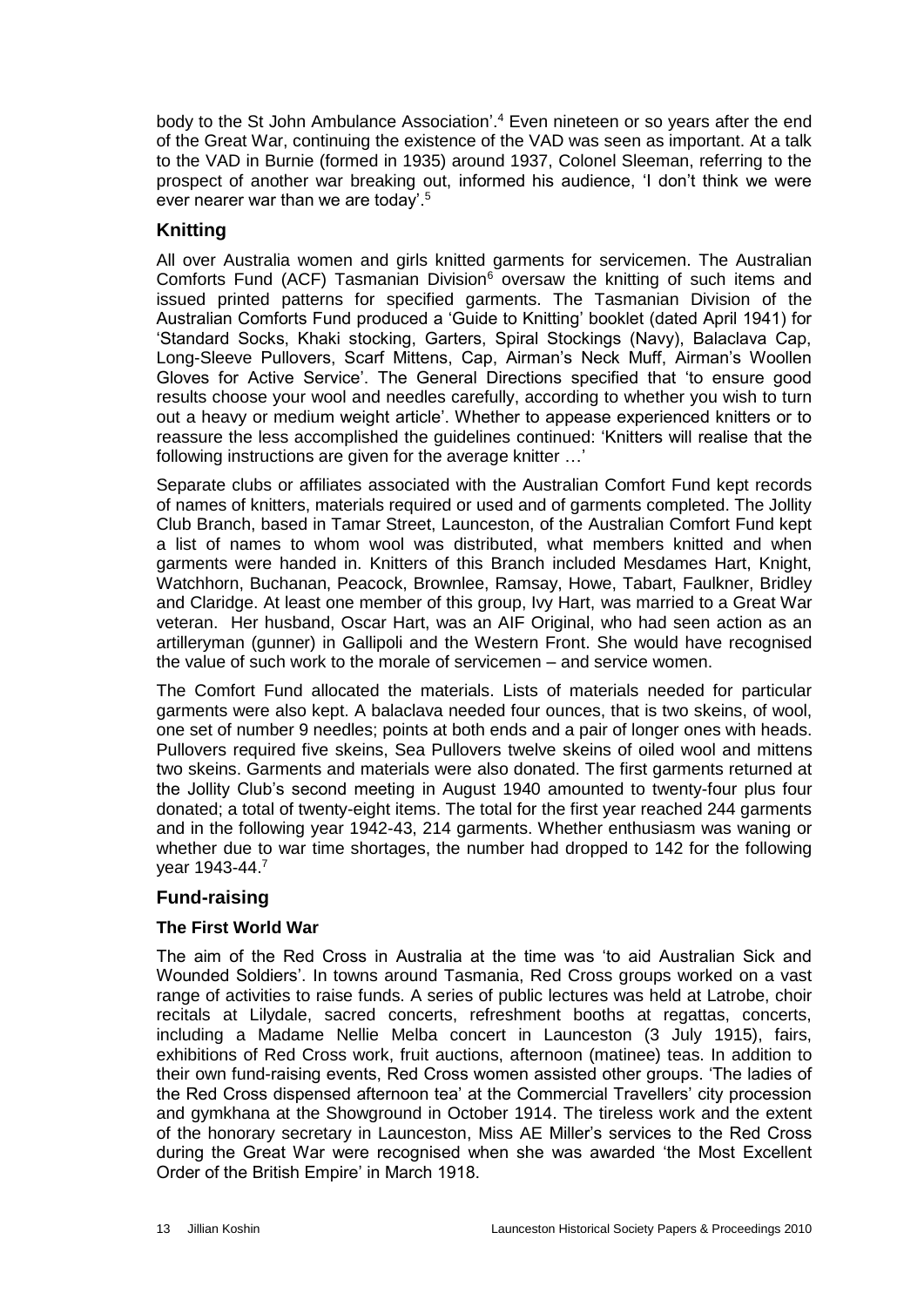body to the St John Ambulance Association'.[4] Even nineteen or so years after the end of the Great War, continuing the existence of the VAD was seen as important. At a talk to the VAD in Burnie (formed in 1935) around 1937, Colonel Sleeman, referring to the prospect of another war breaking out, informed his audience, 'I don't think we were ever nearer war than we are today'.[5]

## Knitting

All over Australia women and girls knitted garments for servicemen. The Australian Comforts Fund (ACF) Tasmanian Division[6] oversaw the knitting of such items and issued printed patterns for specified garments. The Tasmanian Division of the Australian Comforts Fund produced a 'Guide to Knitting' booklet (dated April 1941) for 'Standard Socks, Khaki stocking, Garters, Spiral Stockings (Navy), Balaclava Cap, Long-Sleeve Pullovers, Scarf Mittens, Cap, Airman's Neck Muff, Airman's Woollen Gloves for Active Service'. The General Directions specified that 'to ensure good results choose your wool and needles carefully, according to whether you wish to turn out a heavy or medium weight article'. Whether to appease experienced knitters or to reassure the less accomplished the guidelines continued: 'Knitters will realise that the following instructions are given for the average knitter …'

Separate clubs or affiliates associated with the Australian Comfort Fund kept records of names of knitters, materials required or used and of garments completed. The Jollity Club Branch, based in Tamar Street, Launceston, of the Australian Comfort Fund kept a list of names to whom wool was distributed, what members knitted and when garments were handed in. Knitters of this Branch included Mesdames Hart, Knight, Watchhorn, Buchanan, Peacock, Brownlee, Ramsay, Howe, Tabart, Faulkner, Bridley and Claridge. At least one member of this group, Ivy Hart, was married to a Great War veteran. Her husband, Oscar Hart, was an AIF Original, who had seen action as an artilleryman (gunner) in Gallipoli and the Western Front. She would have recognised the value of such work to the morale of servicemen – and service women.

The Comfort Fund allocated the materials. Lists of materials needed for particular garments were also kept. A balaclava needed four ounces, that is two skeins, of wool, one set of number 9 needles; points at both ends and a pair of longer ones with heads. Pullovers required five skeins, Sea Pullovers twelve skeins of oiled wool and mittens two skeins. Garments and materials were also donated. The first garments returned at the Jollity Club's second meeting in August 1940 amounted to twenty-four plus four donated; a total of twenty-eight items. The total for the first year reached 244 garments and in the following year 1942-43, 214 garments. Whether enthusiasm was waning or whether due to war time shortages, the number had dropped to 142 for the following year 1943-44.[7]

## Fund-raising

### The First World War

The aim of the Red Cross in Australia at the time was 'to aid Australian Sick and Wounded Soldiers'. In towns around Tasmania, Red Cross groups worked on a vast range of activities to raise funds. A series of public lectures was held at Latrobe, choir recitals at Lilydale, sacred concerts, refreshment booths at regattas, concerts, including a Madame Nellie Melba concert in Launceston (3 July 1915), fairs, exhibitions of Red Cross work, fruit auctions, afternoon (matinee) teas. In addition to their own fund-raising events, Red Cross women assisted other groups. 'The ladies of the Red Cross dispensed afternoon tea' at the Commercial Travellers' city procession and gymkhana at the Showground in October 1914. The tireless work and the extent of the honorary secretary in Launceston, Miss AE Miller's services to the Red Cross during the Great War were recognised when she was awarded 'the Most Excellent Order of the British Empire' in March 1918.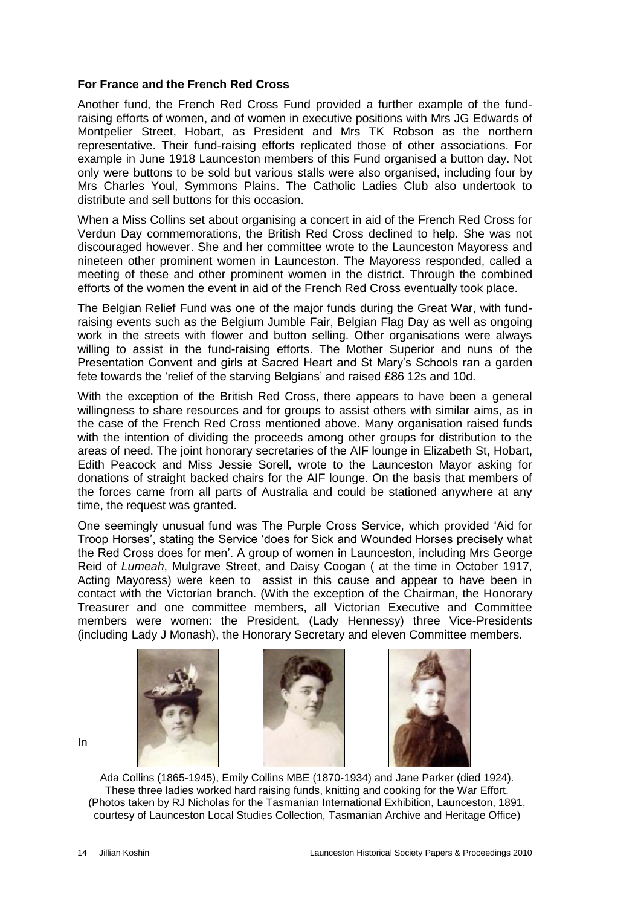### For France and the French Red Cross

Another fund, the French Red Cross Fund provided a further example of the fund-raising efforts of women, and of women in executive positions with Mrs JG Edwards of Montpelier Street, Hobart, as President and Mrs TK Robson as the northern representative. Their fund-raising efforts replicated those of other associations. For example in June 1918 Launceston members of this Fund organised a button day. Not only were buttons to be sold but various stalls were also organised, including four by Mrs Charles Youl, Symmons Plains. The Catholic Ladies Club also undertook to distribute and sell buttons for this occasion.

When a Miss Collins set about organising a concert in aid of the French Red Cross for Verdun Day commemorations, the British Red Cross declined to help. She was not discouraged however. She and her committee wrote to the Launceston Mayoress and nineteen other prominent women in Launceston. The Mayoress responded, called a meeting of these and other prominent women in the district. Through the combined efforts of the women the event in aid of the French Red Cross eventually took place.

The Belgian Relief Fund was one of the major funds during the Great War, with fund-raising events such as the Belgium Jumble Fair, Belgian Flag Day as well as ongoing work in the streets with flower and button selling. Other organisations were always willing to assist in the fund-raising efforts. The Mother Superior and nuns of the Presentation Convent and girls at Sacred Heart and St Mary's Schools ran a garden fete towards the 'relief of the starving Belgians' and raised £86 12s and 10d.

With the exception of the British Red Cross, there appears to have been a general willingness to share resources and for groups to assist others with similar aims, as in the case of the French Red Cross mentioned above. Many organisation raised funds with the intention of dividing the proceeds among other groups for distribution to the areas of need. The joint honorary secretaries of the AIF lounge in Elizabeth St, Hobart, Edith Peacock and Miss Jessie Sorell, wrote to the Launceston Mayor asking for donations of straight backed chairs for the AIF lounge. On the basis that members of the forces came from all parts of Australia and could be stationed anywhere at any time, the request was granted.

One seemingly unusual fund was The Purple Cross Service, which provided 'Aid for Troop Horses', stating the Service 'does for Sick and Wounded Horses precisely what the Red Cross does for men'. A group of women in Launceston, including Mrs George Reid of *Lumeah*, Mulgrave Street, and Daisy Coogan ( at the time in October 1917, Acting Mayoress) were keen to assist in this cause and appear to have been in contact with the Victorian branch. (With the exception of the Chairman, the Honorary Treasurer and one committee members, all Victorian Executive and Committee members were women: the President, (Lady Hennessy) three Vice-Presidents (including Lady J Monash), the Honorary Secretary and eleven Committee members.

In

Ada Collins (1865-1945), Emily Collins MBE (1870-1934) and Jane Parker (died 1924). These three ladies worked hard raising funds, knitting and cooking for the War Effort. (Photos taken by RJ Nicholas for the Tasmanian International Exhibition, Launceston, 1891, courtesy of Launceston Local Studies Collection, Tasmanian Archive and Heritage Office)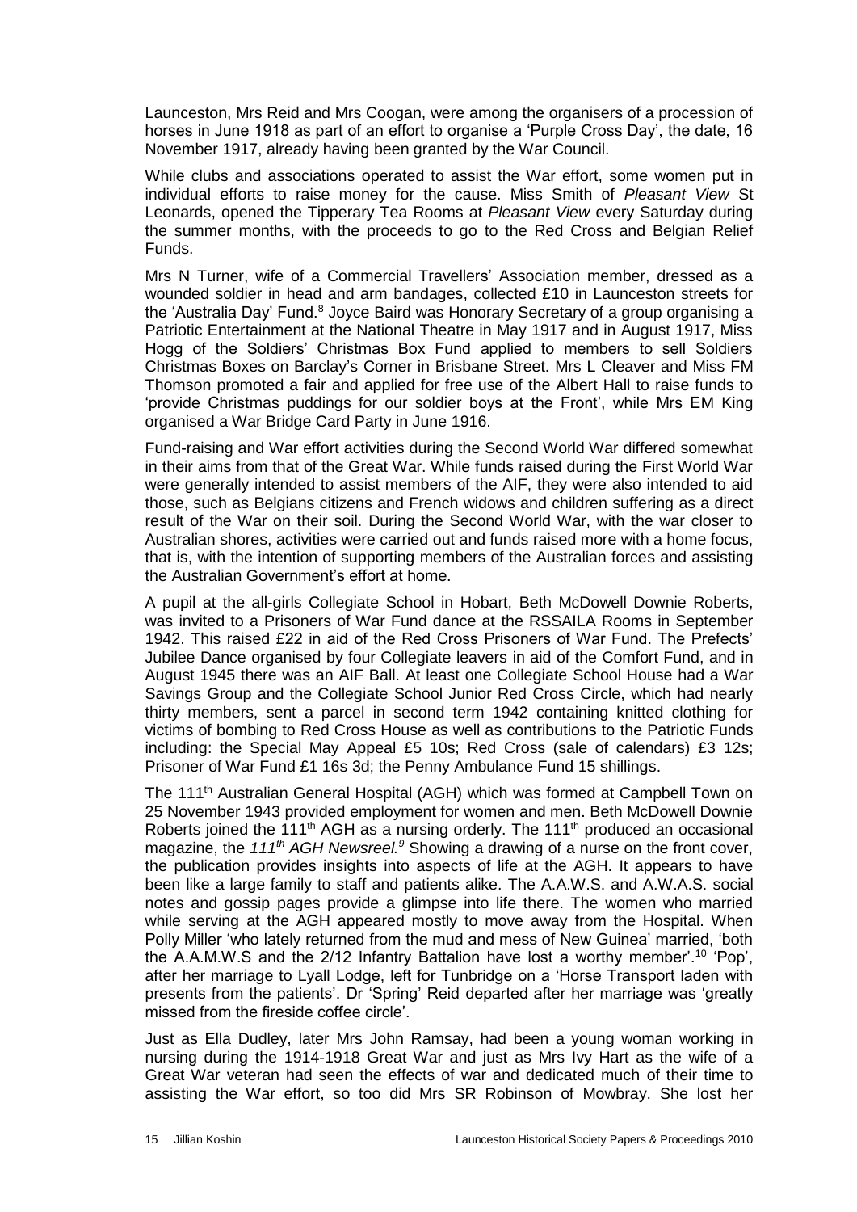Launceston, Mrs Reid and Mrs Coogan, were among the organisers of a procession of horses in June 1918 as part of an effort to organise a 'Purple Cross Day', the date, 16 November 1917, already having been granted by the War Council.

While clubs and associations operated to assist the War effort, some women put in individual efforts to raise money for the cause. Miss Smith of *Pleasant View* St Leonards, opened the Tipperary Tea Rooms at *Pleasant View* every Saturday during the summer months, with the proceeds to go to the Red Cross and Belgian Relief Funds.

Mrs N Turner, wife of a Commercial Travellers' Association member, dressed as a wounded soldier in head and arm bandages, collected £10 in Launceston streets for the 'Australia Day' Fund.[8] Joyce Baird was Honorary Secretary of a group organising a Patriotic Entertainment at the National Theatre in May 1917 and in August 1917, Miss Hogg of the Soldiers' Christmas Box Fund applied to members to sell Soldiers Christmas Boxes on Barclay's Corner in Brisbane Street. Mrs L Cleaver and Miss FM Thomson promoted a fair and applied for free use of the Albert Hall to raise funds to 'provide Christmas puddings for our soldier boys at the Front', while Mrs EM King organised a War Bridge Card Party in June 1916.

Fund-raising and War effort activities during the Second World War differed somewhat in their aims from that of the Great War. While funds raised during the First World War were generally intended to assist members of the AIF, they were also intended to aid those, such as Belgians citizens and French widows and children suffering as a direct result of the War on their soil. During the Second World War, with the war closer to Australian shores, activities were carried out and funds raised more with a home focus, that is, with the intention of supporting members of the Australian forces and assisting the Australian Government's effort at home.

A pupil at the all-girls Collegiate School in Hobart, Beth McDowell Downie Roberts, was invited to a Prisoners of War Fund dance at the RSSAILA Rooms in September 1942. This raised £22 in aid of the Red Cross Prisoners of War Fund. The Prefects' Jubilee Dance organised by four Collegiate leavers in aid of the Comfort Fund, and in August 1945 there was an AIF Ball. At least one Collegiate School House had a War Savings Group and the Collegiate School Junior Red Cross Circle, which had nearly thirty members, sent a parcel in second term 1942 containing knitted clothing for victims of bombing to Red Cross House as well as contributions to the Patriotic Funds including: the Special May Appeal £5 10s; Red Cross (sale of calendars) £3 12s; Prisoner of War Fund £1 16s 3d; the Penny Ambulance Fund 15 shillings.

The 111th Australian General Hospital (AGH) which was formed at Campbell Town on 25 November 1943 provided employment for women and men. Beth McDowell Downie Roberts joined the 111th AGH as a nursing orderly. The 111th produced an occasional magazine, the *111th AGH Newsreel.*[9] Showing a drawing of a nurse on the front cover, the publication provides insights into aspects of life at the AGH. It appears to have been like a large family to staff and patients alike. The A.A.W.S. and A.W.A.S. social notes and gossip pages provide a glimpse into life there. The women who married while serving at the AGH appeared mostly to move away from the Hospital. When Polly Miller 'who lately returned from the mud and mess of New Guinea' married, 'both the A.A.M.W.S and the 2/12 Infantry Battalion have lost a worthy member'.[10] 'Pop', after her marriage to Lyall Lodge, left for Tunbridge on a 'Horse Transport laden with presents from the patients'. Dr 'Spring' Reid departed after her marriage was 'greatly missed from the fireside coffee circle'.

Just as Ella Dudley, later Mrs John Ramsay, had been a young woman working in nursing during the 1914-1918 Great War and just as Mrs Ivy Hart as the wife of a Great War veteran had seen the effects of war and dedicated much of their time to assisting the War effort, so too did Mrs SR Robinson of Mowbray. She lost her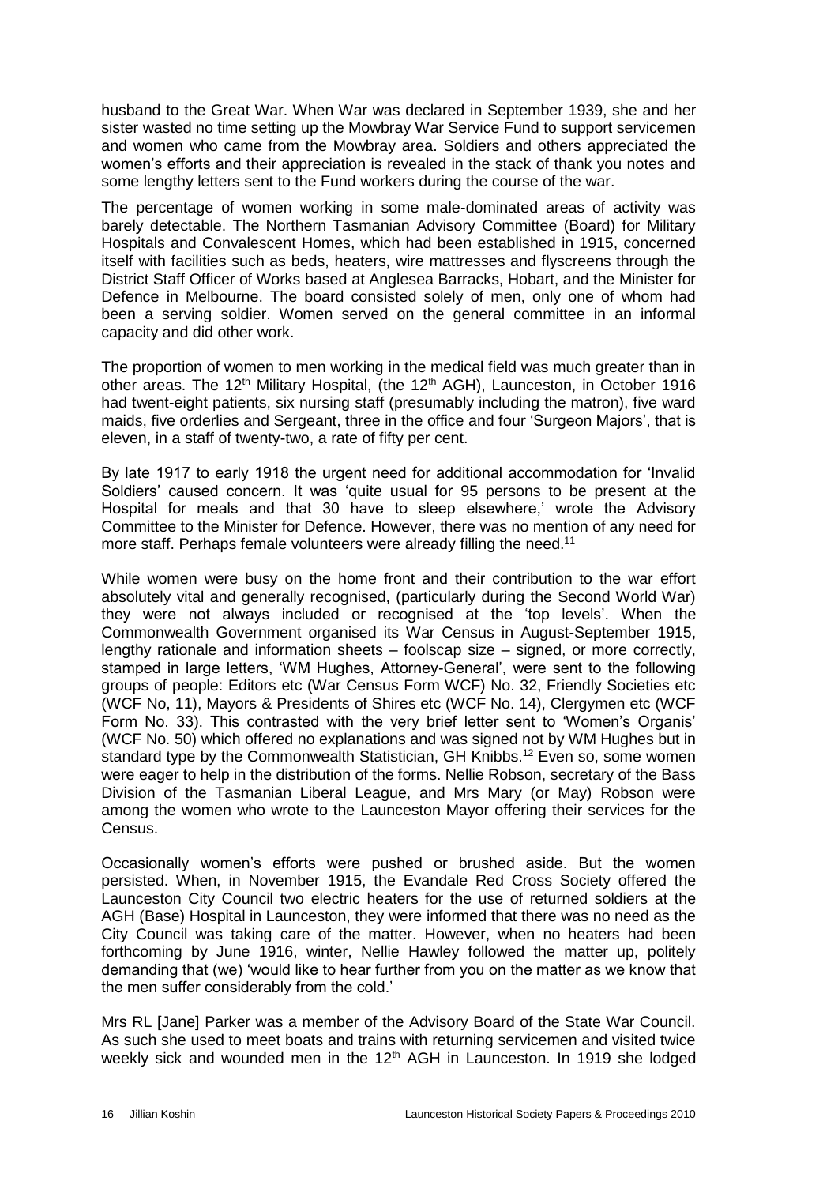husband to the Great War. When War was declared in September 1939, she and her sister wasted no time setting up the Mowbray War Service Fund to support servicemen and women who came from the Mowbray area. Soldiers and others appreciated the women's efforts and their appreciation is revealed in the stack of thank you notes and some lengthy letters sent to the Fund workers during the course of the war.

The percentage of women working in some male-dominated areas of activity was barely detectable. The Northern Tasmanian Advisory Committee (Board) for Military Hospitals and Convalescent Homes, which had been established in 1915, concerned itself with facilities such as beds, heaters, wire mattresses and flyscreens through the District Staff Officer of Works based at Anglesea Barracks, Hobart, and the Minister for Defence in Melbourne. The board consisted solely of men, only one of whom had been a serving soldier. Women served on the general committee in an informal capacity and did other work.

The proportion of women to men working in the medical field was much greater than in other areas. The 12th Military Hospital, (the 12th AGH), Launceston, in October 1916 had twent-eight patients, six nursing staff (presumably including the matron), five ward maids, five orderlies and Sergeant, three in the office and four 'Surgeon Majors', that is eleven, in a staff of twenty-two, a rate of fifty per cent.

By late 1917 to early 1918 the urgent need for additional accommodation for 'Invalid Soldiers' caused concern. It was 'quite usual for 95 persons to be present at the Hospital for meals and that 30 have to sleep elsewhere,' wrote the Advisory Committee to the Minister for Defence. However, there was no mention of any need for more staff. Perhaps female volunteers were already filling the need.[11]

While women were busy on the home front and their contribution to the war effort absolutely vital and generally recognised, (particularly during the Second World War) they were not always included or recognised at the 'top levels'. When the Commonwealth Government organised its War Census in August-September 1915, lengthy rationale and information sheets – foolscap size – signed, or more correctly, stamped in large letters, 'WM Hughes, Attorney-General', were sent to the following groups of people: Editors etc (War Census Form WCF) No. 32, Friendly Societies etc (WCF No, 11), Mayors & Presidents of Shires etc (WCF No. 14), Clergymen etc (WCF Form No. 33). This contrasted with the very brief letter sent to 'Women's Organis' (WCF No. 50) which offered no explanations and was signed not by WM Hughes but in standard type by the Commonwealth Statistician, GH Knibbs.[12] Even so, some women were eager to help in the distribution of the forms. Nellie Robson, secretary of the Bass Division of the Tasmanian Liberal League, and Mrs Mary (or May) Robson were among the women who wrote to the Launceston Mayor offering their services for the Census.

Occasionally women's efforts were pushed or brushed aside. But the women persisted. When, in November 1915, the Evandale Red Cross Society offered the Launceston City Council two electric heaters for the use of returned soldiers at the AGH (Base) Hospital in Launceston, they were informed that there was no need as the City Council was taking care of the matter. However, when no heaters had been forthcoming by June 1916, winter, Nellie Hawley followed the matter up, politely demanding that (we) 'would like to hear further from you on the matter as we know that the men suffer considerably from the cold.'

Mrs RL [Jane] Parker was a member of the Advisory Board of the State War Council. As such she used to meet boats and trains with returning servicemen and visited twice weekly sick and wounded men in the 12th AGH in Launceston. In 1919 she lodged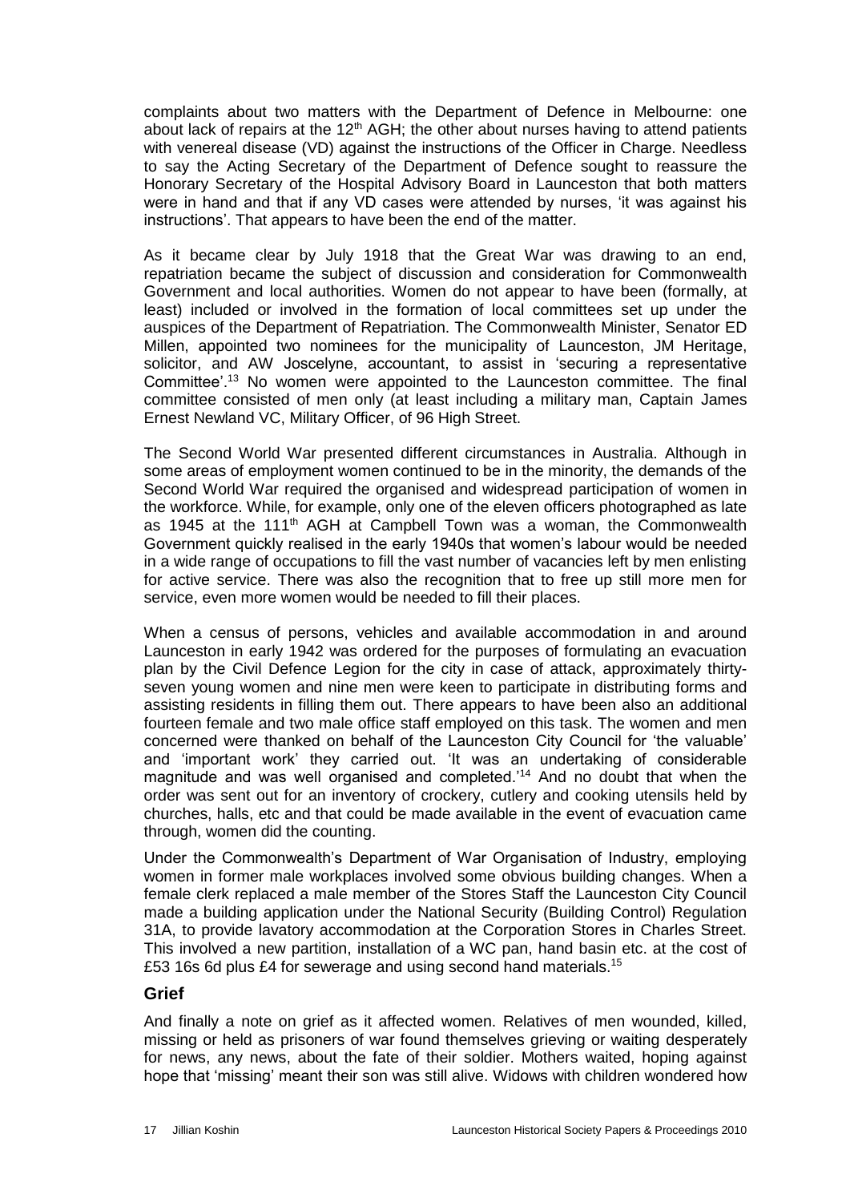complaints about two matters with the Department of Defence in Melbourne: one about lack of repairs at the 12th AGH; the other about nurses having to attend patients with venereal disease (VD) against the instructions of the Officer in Charge. Needless to say the Acting Secretary of the Department of Defence sought to reassure the Honorary Secretary of the Hospital Advisory Board in Launceston that both matters were in hand and that if any VD cases were attended by nurses, 'it was against his instructions'. That appears to have been the end of the matter.

As it became clear by July 1918 that the Great War was drawing to an end, repatriation became the subject of discussion and consideration for Commonwealth Government and local authorities. Women do not appear to have been (formally, at least) included or involved in the formation of local committees set up under the auspices of the Department of Repatriation. The Commonwealth Minister, Senator ED Millen, appointed two nominees for the municipality of Launceston, JM Heritage, solicitor, and AW Joscelyne, accountant, to assist in 'securing a representative Committee'.[13] No women were appointed to the Launceston committee. The final committee consisted of men only (at least including a military man, Captain James Ernest Newland VC, Military Officer, of 96 High Street.

The Second World War presented different circumstances in Australia. Although in some areas of employment women continued to be in the minority, the demands of the Second World War required the organised and widespread participation of women in the workforce. While, for example, only one of the eleven officers photographed as late as 1945 at the 111th AGH at Campbell Town was a woman, the Commonwealth Government quickly realised in the early 1940s that women's labour would be needed in a wide range of occupations to fill the vast number of vacancies left by men enlisting for active service. There was also the recognition that to free up still more men for service, even more women would be needed to fill their places.

When a census of persons, vehicles and available accommodation in and around Launceston in early 1942 was ordered for the purposes of formulating an evacuation plan by the Civil Defence Legion for the city in case of attack, approximately thirty-seven young women and nine men were keen to participate in distributing forms and assisting residents in filling them out. There appears to have been also an additional fourteen female and two male office staff employed on this task. The women and men concerned were thanked on behalf of the Launceston City Council for 'the valuable' and 'important work' they carried out. 'It was an undertaking of considerable magnitude and was well organised and completed.'[14] And no doubt that when the order was sent out for an inventory of crockery, cutlery and cooking utensils held by churches, halls, etc and that could be made available in the event of evacuation came through, women did the counting.

Under the Commonwealth's Department of War Organisation of Industry, employing women in former male workplaces involved some obvious building changes. When a female clerk replaced a male member of the Stores Staff the Launceston City Council made a building application under the National Security (Building Control) Regulation 31A, to provide lavatory accommodation at the Corporation Stores in Charles Street. This involved a new partition, installation of a WC pan, hand basin etc. at the cost of £53 16s 6d plus £4 for sewerage and using second hand materials.[15]

## Grief

And finally a note on grief as it affected women. Relatives of men wounded, killed, missing or held as prisoners of war found themselves grieving or waiting desperately for news, any news, about the fate of their soldier. Mothers waited, hoping against hope that 'missing' meant their son was still alive. Widows with children wondered how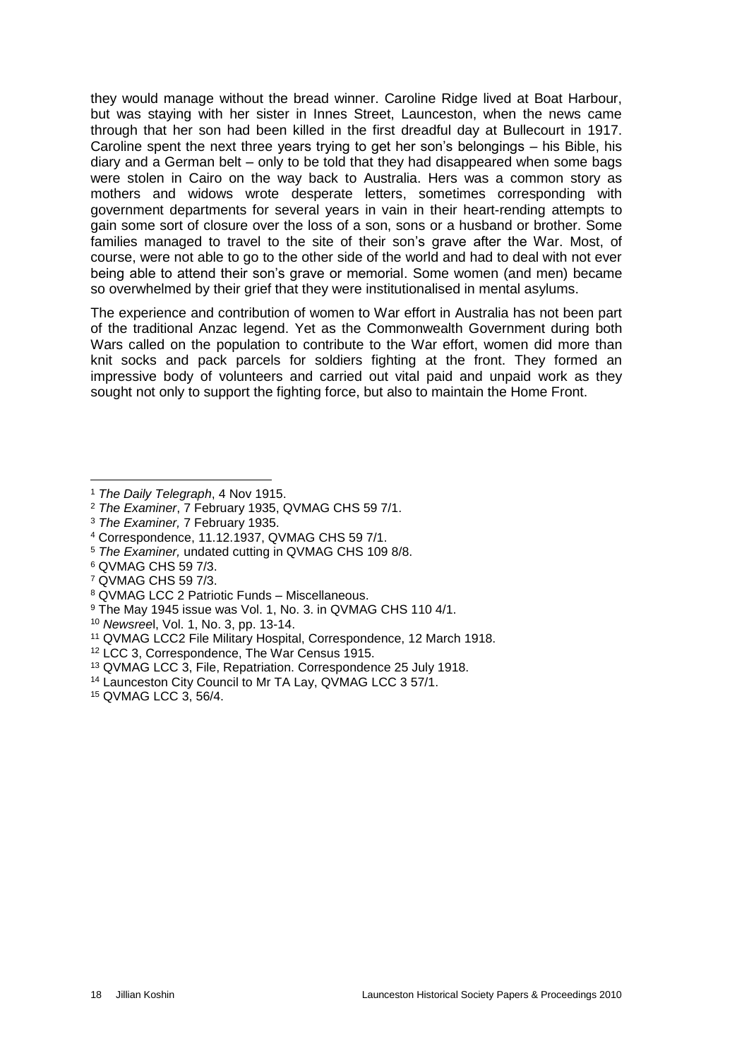they would manage without the bread winner. Caroline Ridge lived at Boat Harbour, but was staying with her sister in Innes Street, Launceston, when the news came through that her son had been killed in the first dreadful day at Bullecourt in 1917. Caroline spent the next three years trying to get her son's belongings – his Bible, his diary and a German belt – only to be told that they had disappeared when some bags were stolen in Cairo on the way back to Australia. Hers was a common story as mothers and widows wrote desperate letters, sometimes corresponding with government departments for several years in vain in their heart-rending attempts to gain some sort of closure over the loss of a son, sons or a husband or brother. Some families managed to travel to the site of their son's grave after the War. Most, of course, were not able to go to the other side of the world and had to deal with not ever being able to attend their son's grave or memorial. Some women (and men) became so overwhelmed by their grief that they were institutionalised in mental asylums.

The experience and contribution of women to War effort in Australia has not been part of the traditional Anzac legend. Yet as the Commonwealth Government during both Wars called on the population to contribute to the War effort, women did more than knit socks and pack parcels for soldiers fighting at the front. They formed an impressive body of volunteers and carried out vital paid and unpaid work as they sought not only to support the fighting force, but also to maintain the Home Front.

---

[1] *The Daily Telegraph*, 4 Nov 1915.

[2] *The Examiner*, 7 February 1935, QVMAG CHS 59 7/1.

[3] *The Examiner,* 7 February 1935.

[4] Correspondence, 11.12.1937, QVMAG CHS 59 7/1.

[5] *The Examiner,* undated cutting in QVMAG CHS 109 8/8.

[6] QVMAG CHS 59 7/3.

[7] QVMAG CHS 59 7/3.

[8] QVMAG LCC 2 Patriotic Funds – Miscellaneous.

[9] The May 1945 issue was Vol. 1, No. 3. in QVMAG CHS 110 4/1.

[10] *Newsreel*, Vol. 1, No. 3, pp. 13-14.

[11] QVMAG LCC2 File Military Hospital, Correspondence, 12 March 1918.

[12] LCC 3, Correspondence, The War Census 1915.

[13] QVMAG LCC 3, File, Repatriation. Correspondence 25 July 1918.

[14] Launceston City Council to Mr TA Lay, QVMAG LCC 3 57/1.

[15] QVMAG LCC 3, 56/4.